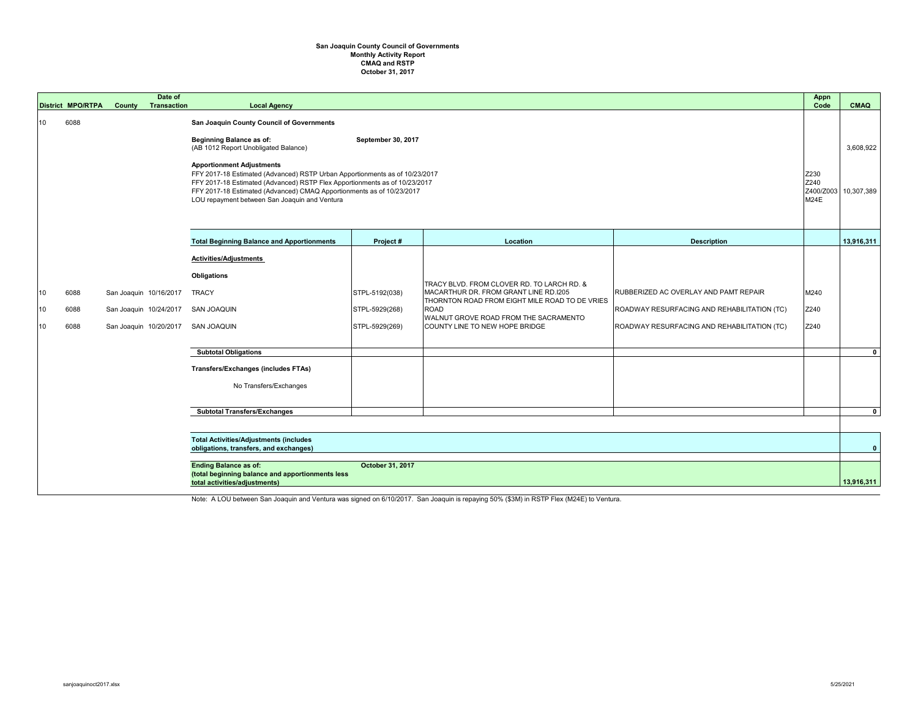**San Joaquin County Council of Governments**
**Monthly Activity Report**
**CMAQ and RSTP**
**October 31, 2017**

| District | MPO/RTPA | County | Date of Transaction | Local Agency | Project # | Location | Description | Appn Code | CMAQ |
|---|---|---|---|---|---|---|---|---|---|
| 10 | 6088 | | | **San Joaquin County Council of Governments** | | | | | |
| | | | | **Beginning Balance as of:** **September 30, 2017** (AB 1012 Report Unobligated Balance) | | | | | 3,608,922 |
| | | | | **Apportionment Adjustments** | | | | | |
| | | | | FFY 2017-18 Estimated (Advanced) RSTP Urban Apportionments as of 10/23/2017 | | | | Z230 | |
| | | | | FFY 2017-18 Estimated (Advanced) RSTP Flex Apportionments as of 10/23/2017 | | | | Z240 | |
| | | | | FFY 2017-18 Estimated (Advanced) CMAQ Apportionments as of 10/23/2017 | | | | Z400/Z003 | 10,307,389 |
| | | | | LOU repayment between San Joaquin and Ventura | | | | M24E | |
| | | | | **Total Beginning Balance and Apportionments** | **Project #** | **Location** | **Description** | | **13,916,311** |
| | | | | **Activities/Adjustments** | | | | | |
| | | | | **Obligations** | | | | | |
| 10 | 6088 | San Joaquin | 10/16/2017 | TRACY | STPL-5192(038) | TRACY BLVD. FROM CLOVER RD. TO LARCH RD. & MACARTHUR DR. FROM GRANT LINE RD.I205 | RUBBERIZED AC OVERLAY AND PAMT REPAIR | M240 | |
| 10 | 6088 | San Joaquin | 10/24/2017 | SAN JOAQUIN | STPL-5929(268) | THORNTON ROAD FROM EIGHT MILE ROAD TO DE VRIES ROAD | ROADWAY RESURFACING AND REHABILITATION (TC) | Z240 | |
| 10 | 6088 | San Joaquin | 10/20/2017 | SAN JOAQUIN | STPL-5929(269) | WALNUT GROVE ROAD FROM THE SACRAMENTO COUNTY LINE TO NEW HOPE BRIDGE | ROADWAY RESURFACING AND REHABILITATION (TC) | Z240 | |
| | | | | **Subtotal Obligations** | | | | | **0** |
| | | | | **Transfers/Exchanges (includes FTAs)** | | | | | |
| | | | | No Transfers/Exchanges | | | | | |
| | | | | **Subtotal Transfers/Exchanges** | | | | | **0** |
| | | | | **Total Activities/Adjustments (includes obligations, transfers, and exchanges)** | | | | | **0** |
| | | | | **Ending Balance as of:** **October 31, 2017** **(total beginning balance and apportionments less total activities/adjustments)** | | | | | **13,916,311** |

Note: A LOU between San Joaquin and Ventura was signed on 6/10/2017. San Joaquin is repaying 50% ($3M) in RSTP Flex (M24E) to Ventura.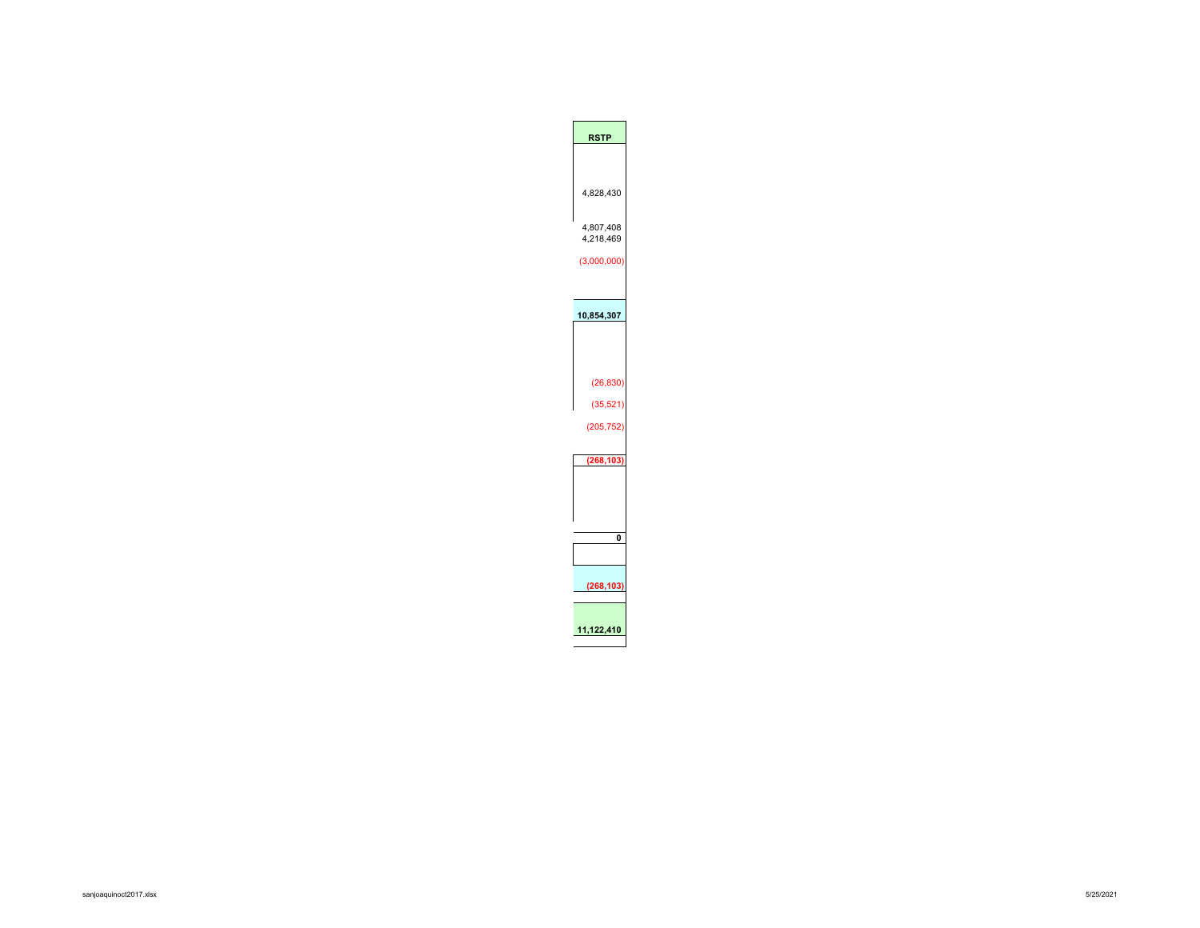| RSTP |
| --- |
| 4,828,430 |
| 4,807,408 |
| 4,218,469 |
| (3,000,000) |
| **10,854,307** |
| (26,830) |
| (35,521) |
| (205,752) |
| **(268,103)** |
| **0** |
| **(268,103)** |
| **11,122,410** |

sanjoaquinoct2017.xlsx

5/25/2021